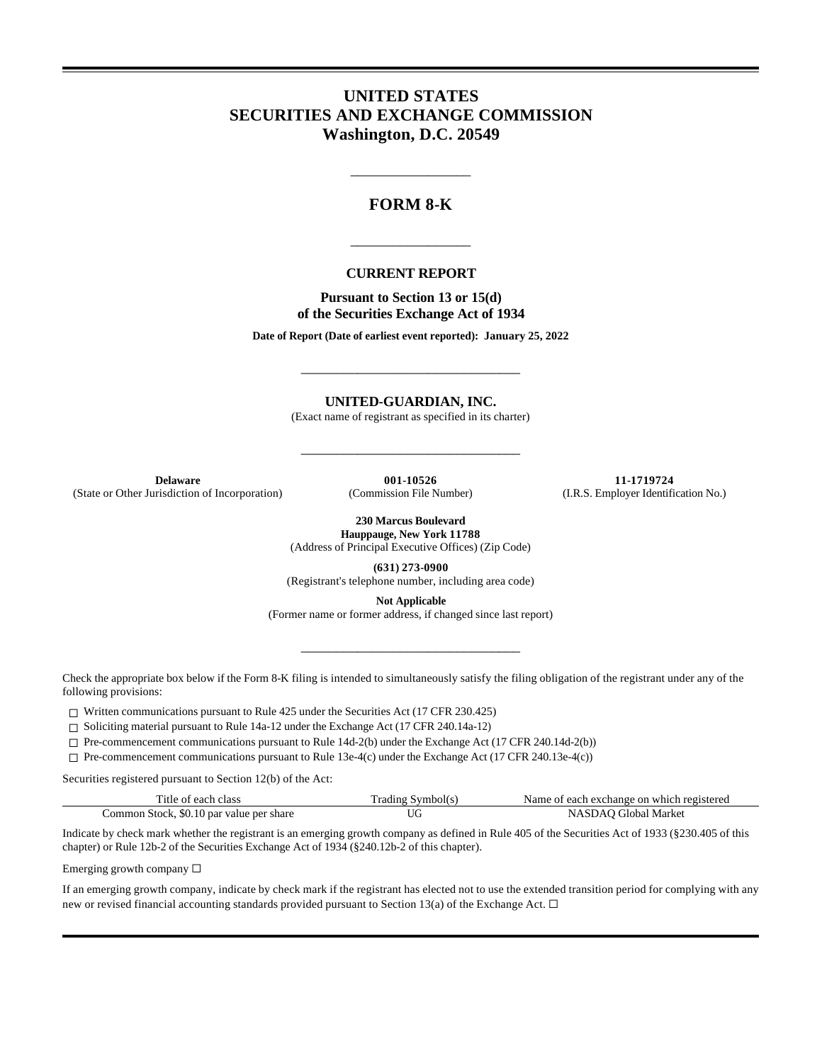# UNITED STATES
# SECURITIES AND EXCHANGE COMMISSION
# Washington, D.C. 20549

---

## FORM 8-K

---

### CURRENT REPORT

**Pursuant to Section 13 or 15(d)**
**of the Securities Exchange Act of 1934**

**Date of Report (Date of earliest event reported): January 25, 2022**

---

**UNITED-GUARDIAN, INC.**
(Exact name of registrant as specified in its charter)

---

| **Delaware** | **001-10526** | **11-1719724** |
|---|---|---|
| (State or Other Jurisdiction of Incorporation) | (Commission File Number) | (I.R.S. Employer Identification No.) |

**230 Marcus Boulevard**
**Hauppauge, New York 11788**
(Address of Principal Executive Offices) (Zip Code)

**(631) 273-0900**
(Registrant's telephone number, including area code)

**Not Applicable**
(Former name or former address, if changed since last report)

---

Check the appropriate box below if the Form 8-K filing is intended to simultaneously satisfy the filing obligation of the registrant under any of the following provisions:

☐ Written communications pursuant to Rule 425 under the Securities Act (17 CFR 230.425)

☐ Soliciting material pursuant to Rule 14a-12 under the Exchange Act (17 CFR 240.14a-12)

☐ Pre-commencement communications pursuant to Rule 14d-2(b) under the Exchange Act (17 CFR 240.14d-2(b))

☐ Pre-commencement communications pursuant to Rule 13e-4(c) under the Exchange Act (17 CFR 240.13e-4(c))

Securities registered pursuant to Section 12(b) of the Act:

| Title of each class | Trading Symbol(s) | Name of each exchange on which registered |
|---|---|---|
| Common Stock, $0.10 par value per share | UG | NASDAQ Global Market |

Indicate by check mark whether the registrant is an emerging growth company as defined in Rule 405 of the Securities Act of 1933 (§230.405 of this chapter) or Rule 12b-2 of the Securities Exchange Act of 1934 (§240.12b-2 of this chapter).

Emerging growth company ☐

If an emerging growth company, indicate by check mark if the registrant has elected not to use the extended transition period for complying with any new or revised financial accounting standards provided pursuant to Section 13(a) of the Exchange Act. ☐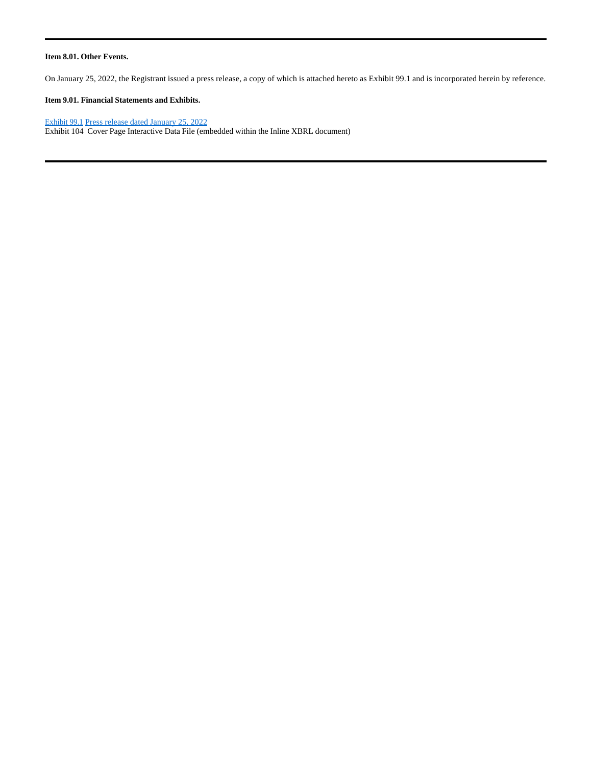**Item 8.01. Other Events.**

On January 25, 2022, the Registrant issued a press release, a copy of which is attached hereto as Exhibit 99.1 and is incorporated herein by reference.

**Item 9.01. Financial Statements and Exhibits.**

Exhibit 99.1 Press release dated January 25, 2022
Exhibit 104 Cover Page Interactive Data File (embedded within the Inline XBRL document)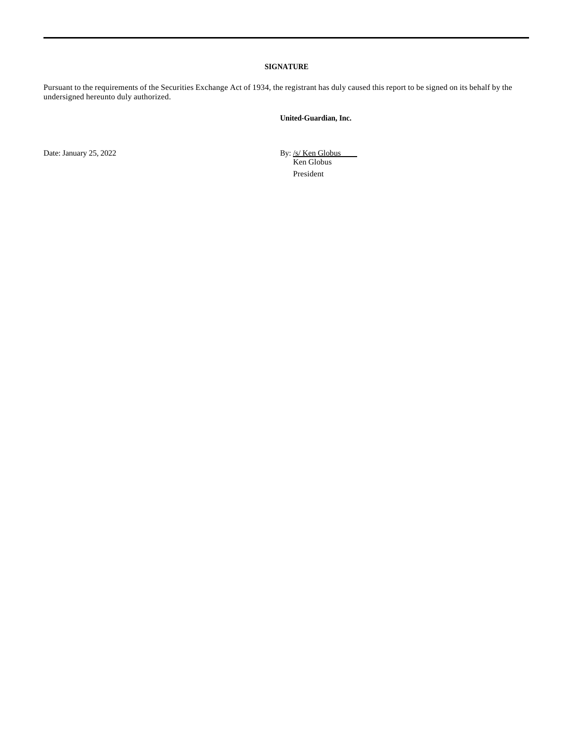**SIGNATURE**

Pursuant to the requirements of the Securities Exchange Act of 1934, the registrant has duly caused this report to be signed on its behalf by the undersigned hereunto duly authorized.

**United-Guardian, Inc.**

Date: January 25, 2022

By: /s/ Ken Globus
Ken Globus
President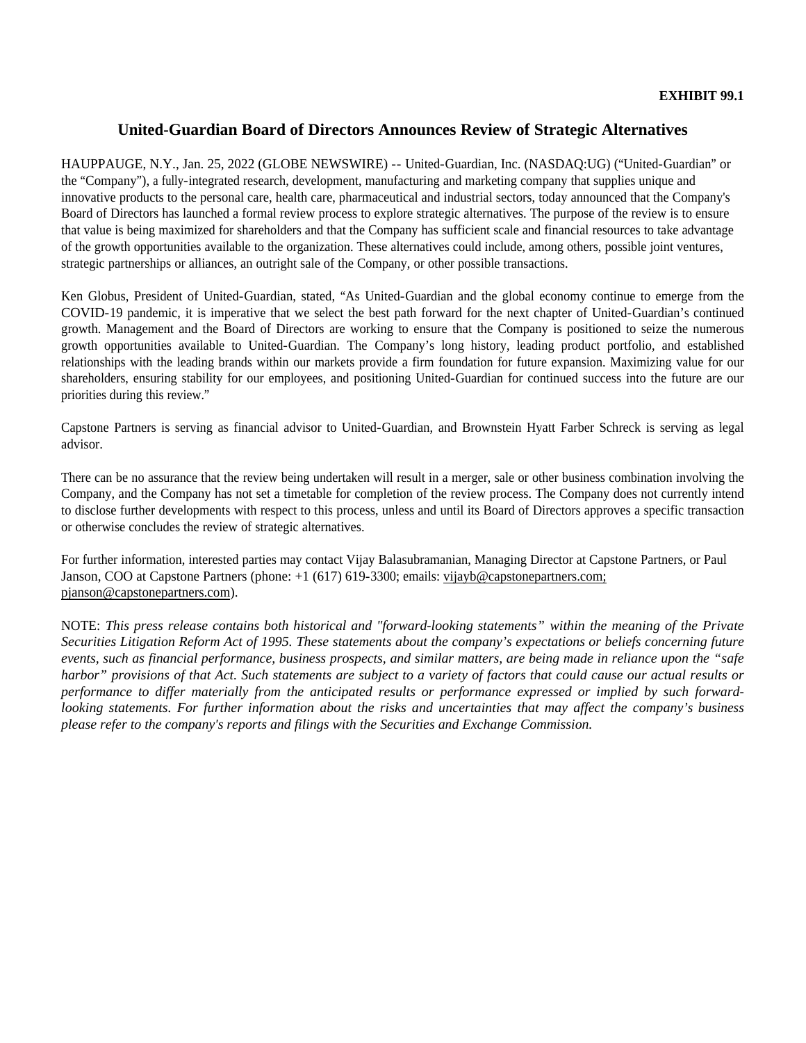**EXHIBIT 99.1**

# United-Guardian Board of Directors Announces Review of Strategic Alternatives

HAUPPAUGE, N.Y., Jan. 25, 2022 (GLOBE NEWSWIRE) -- United-Guardian, Inc. (NASDAQ:UG) ("United-Guardian" or the "Company"), a fully-integrated research, development, manufacturing and marketing company that supplies unique and innovative products to the personal care, health care, pharmaceutical and industrial sectors, today announced that the Company's Board of Directors has launched a formal review process to explore strategic alternatives. The purpose of the review is to ensure that value is being maximized for shareholders and that the Company has sufficient scale and financial resources to take advantage of the growth opportunities available to the organization. These alternatives could include, among others, possible joint ventures, strategic partnerships or alliances, an outright sale of the Company, or other possible transactions.

Ken Globus, President of United-Guardian, stated, "As United-Guardian and the global economy continue to emerge from the COVID-19 pandemic, it is imperative that we select the best path forward for the next chapter of United-Guardian's continued growth. Management and the Board of Directors are working to ensure that the Company is positioned to seize the numerous growth opportunities available to United-Guardian. The Company's long history, leading product portfolio, and established relationships with the leading brands within our markets provide a firm foundation for future expansion. Maximizing value for our shareholders, ensuring stability for our employees, and positioning United-Guardian for continued success into the future are our priorities during this review."

Capstone Partners is serving as financial advisor to United-Guardian, and Brownstein Hyatt Farber Schreck is serving as legal advisor.

There can be no assurance that the review being undertaken will result in a merger, sale or other business combination involving the Company, and the Company has not set a timetable for completion of the review process. The Company does not currently intend to disclose further developments with respect to this process, unless and until its Board of Directors approves a specific transaction or otherwise concludes the review of strategic alternatives.

For further information, interested parties may contact Vijay Balasubramanian, Managing Director at Capstone Partners, or Paul Janson, COO at Capstone Partners (phone: +1 (617) 619-3300; emails: vijayb@capstonepartners.com; pjanson@capstonepartners.com).

NOTE: *This press release contains both historical and "forward-looking statements" within the meaning of the Private Securities Litigation Reform Act of 1995. These statements about the company's expectations or beliefs concerning future events, such as financial performance, business prospects, and similar matters, are being made in reliance upon the "safe harbor" provisions of that Act. Such statements are subject to a variety of factors that could cause our actual results or performance to differ materially from the anticipated results or performance expressed or implied by such forward-looking statements. For further information about the risks and uncertainties that may affect the company's business please refer to the company's reports and filings with the Securities and Exchange Commission.*